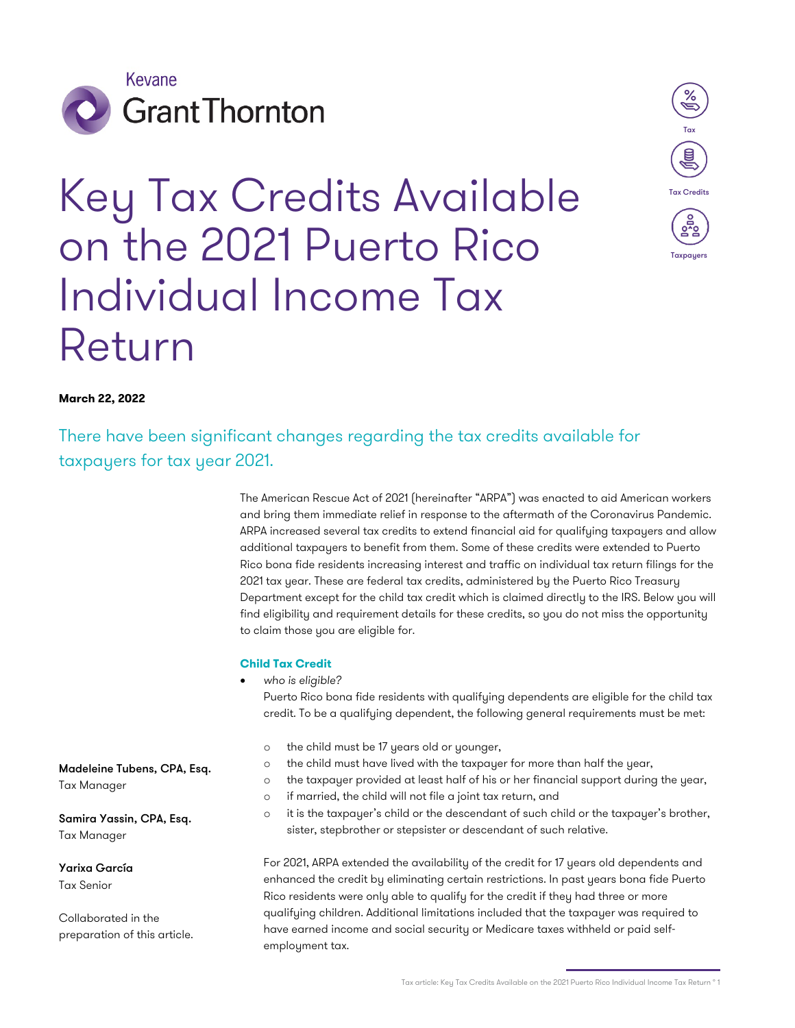Kevane Grant Thornton

# Key Tax Credits Available on the 2021 Puerto Rico Individual Income Tax Return

**March 22, 2022**

## There have been significant changes regarding the tax credits available for taxpayers for tax year 2021.

The American Rescue Act of 2021 (hereinafter "ARPA") was enacted to aid American workers and bring them immediate relief in response to the aftermath of the Coronavirus Pandemic. ARPA increased several tax credits to extend financial aid for qualifying taxpayers and allow additional taxpayers to benefit from them. Some of these credits were extended to Puerto Rico bona fide residents increasing interest and traffic on individual tax return filings for the 2021 tax year. These are federal tax credits, administered by the Puerto Rico Treasury Department except for the child tax credit which is claimed directly to the IRS. Below you will find eligibility and requirement details for these credits, so you do not miss the opportunity to claim those you are eligible for.

### Child Tax Credit

- *who is eligible?*

  Puerto Rico bona fide residents with qualifying dependents are eligible for the child tax credit. To be a qualifying dependent, the following general requirements must be met:

  - the child must be 17 years old or younger,
  - the child must have lived with the taxpayer for more than half the year,
  - the taxpayer provided at least half of his or her financial support during the year,
  - if married, the child will not file a joint tax return, and
  - it is the taxpayer's child or the descendant of such child or the taxpayer's brother, sister, stepbrother or stepsister or descendant of such relative.

  For 2021, ARPA extended the availability of the credit for 17 years old dependents and enhanced the credit by eliminating certain restrictions. In past years bona fide Puerto Rico residents were only able to qualify for the credit if they had three or more qualifying children. Additional limitations included that the taxpayer was required to have earned income and social security or Medicare taxes withheld or paid self-employment tax.

**Madeleine Tubens, CPA, Esq.**
Tax Manager

**Samira Yassin, CPA, Esq.**
Tax Manager

**Yarixa García**
Tax Senior

Collaborated in the preparation of this article.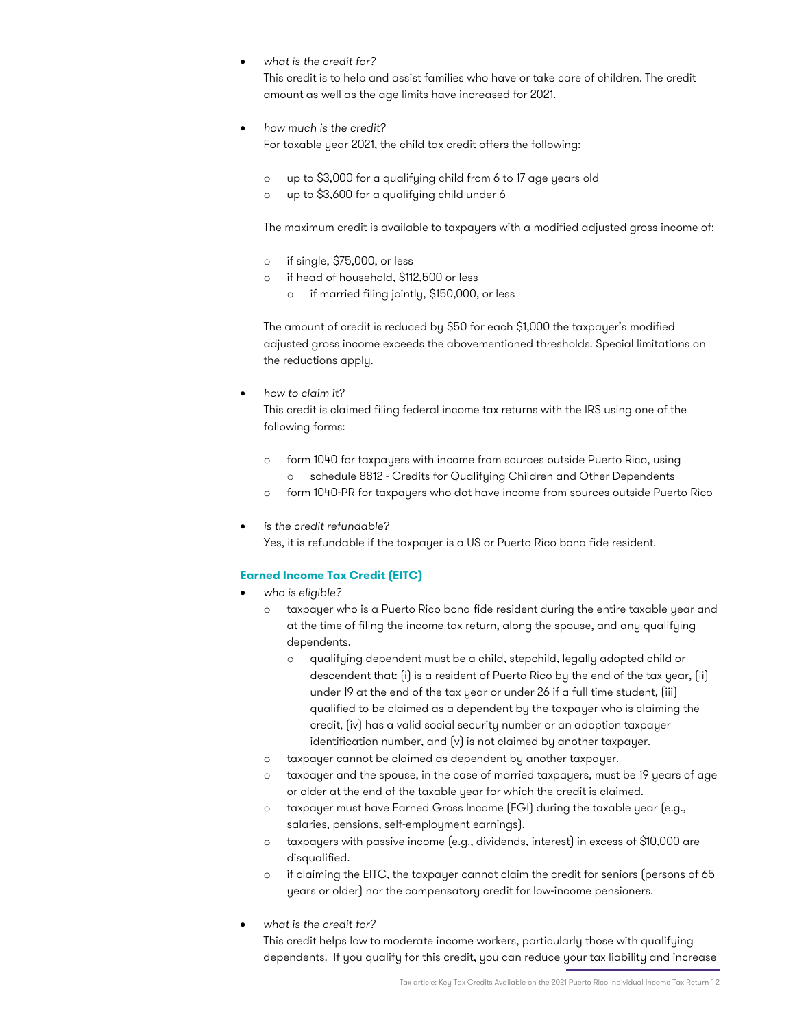- *what is the credit for?*
  This credit is to help and assist families who have or take care of children. The credit amount as well as the age limits have increased for 2021.

- *how much is the credit?*
  For taxable year 2021, the child tax credit offers the following:

  - up to $3,000 for a qualifying child from 6 to 17 age years old
  - up to $3,600 for a qualifying child under 6

  The maximum credit is available to taxpayers with a modified adjusted gross income of:

  - if single, $75,000, or less
  - if head of household, $112,500 or less
    - if married filing jointly, $150,000, or less

  The amount of credit is reduced by $50 for each $1,000 the taxpayer's modified adjusted gross income exceeds the abovementioned thresholds. Special limitations on the reductions apply.

- *how to claim it?*
  This credit is claimed filing federal income tax returns with the IRS using one of the following forms:

  - form 1040 for taxpayers with income from sources outside Puerto Rico, using
    - schedule 8812 - Credits for Qualifying Children and Other Dependents
  - form 1040-PR for taxpayers who dot have income from sources outside Puerto Rico

- *is the credit refundable?*
  Yes, it is refundable if the taxpayer is a US or Puerto Rico bona fide resident.

#### Earned Income Tax Credit (EITC)

- *who is eligible?*
  - taxpayer who is a Puerto Rico bona fide resident during the entire taxable year and at the time of filing the income tax return, along the spouse, and any qualifying dependents.
    - qualifying dependent must be a child, stepchild, legally adopted child or descendent that: (i) is a resident of Puerto Rico by the end of the tax year, (ii) under 19 at the end of the tax year or under 26 if a full time student, (iii) qualified to be claimed as a dependent by the taxpayer who is claiming the credit, (iv) has a valid social security number or an adoption taxpayer identification number, and (v) is not claimed by another taxpayer.
  - taxpayer cannot be claimed as dependent by another taxpayer.
  - taxpayer and the spouse, in the case of married taxpayers, must be 19 years of age or older at the end of the taxable year for which the credit is claimed.
  - taxpayer must have Earned Gross Income (EGI) during the taxable year (e.g., salaries, pensions, self-employment earnings).
  - taxpayers with passive income (e.g., dividends, interest) in excess of $10,000 are disqualified.
  - if claiming the EITC, the taxpayer cannot claim the credit for seniors (persons of 65 years or older) nor the compensatory credit for low-income pensioners.

- *what is the credit for?*
  This credit helps low to moderate income workers, particularly those with qualifying dependents. If you qualify for this credit, you can reduce your tax liability and increase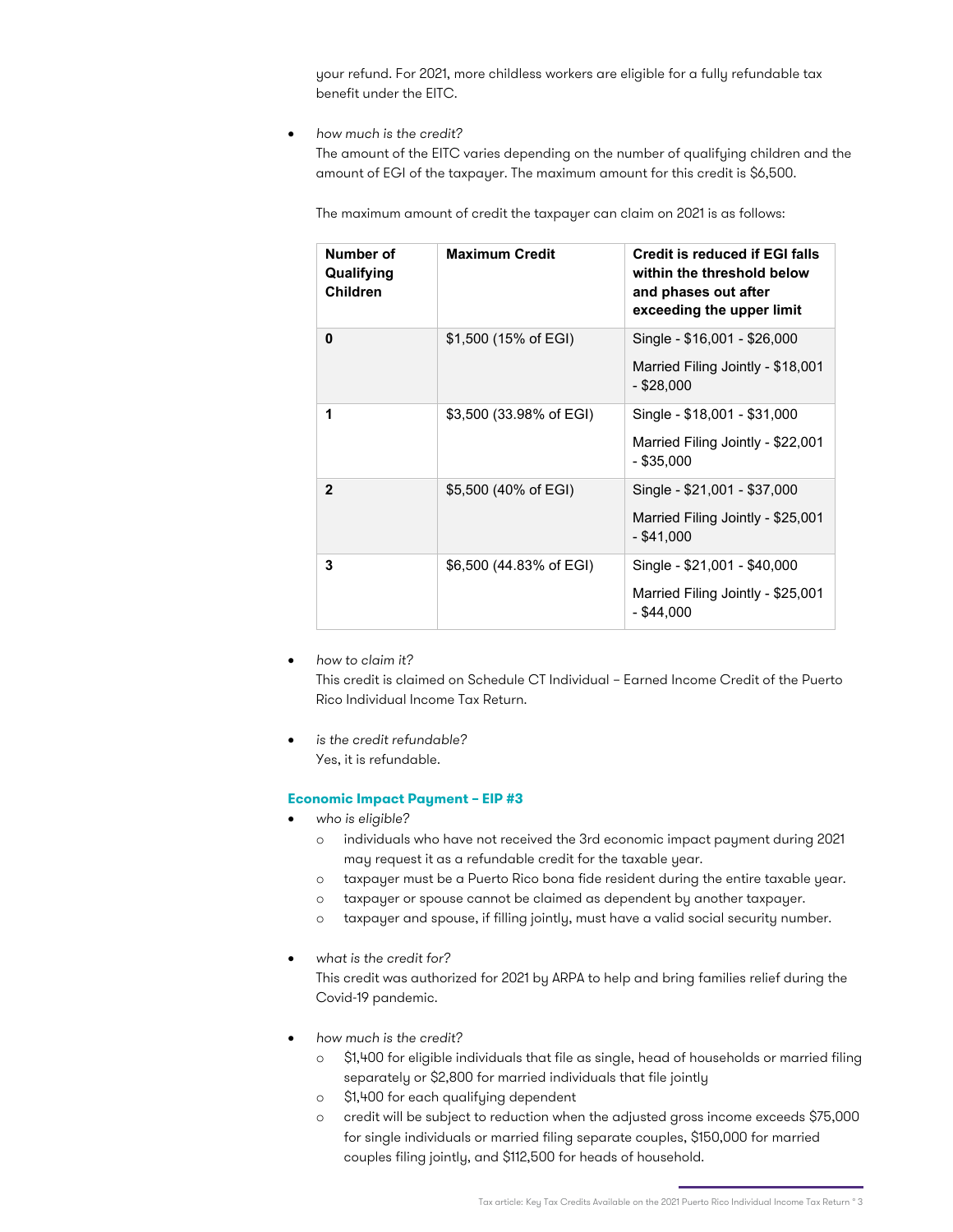your refund. For 2021, more childless workers are eligible for a fully refundable tax benefit under the EITC.

- *how much is the credit?*
  The amount of the EITC varies depending on the number of qualifying children and the amount of EGI of the taxpayer. The maximum amount for this credit is $6,500.

  The maximum amount of credit the taxpayer can claim on 2021 is as follows:

| Number of Qualifying Children | Maximum Credit | Credit is reduced if EGI falls within the threshold below and phases out after exceeding the upper limit |
|---|---|---|
| **0** | $1,500 (15% of EGI) | Single - $16,001 - $26,000<br>Married Filing Jointly - $18,001 - $28,000 |
| **1** | $3,500 (33.98% of EGI) | Single - $18,001 - $31,000<br>Married Filing Jointly - $22,001 - $35,000 |
| **2** | $5,500 (40% of EGI) | Single - $21,001 - $37,000<br>Married Filing Jointly - $25,001 - $41,000 |
| **3** | $6,500 (44.83% of EGI) | Single - $21,001 - $40,000<br>Married Filing Jointly - $25,001 - $44,000 |

- *how to claim it?*
  This credit is claimed on Schedule CT Individual – Earned Income Credit of the Puerto Rico Individual Income Tax Return.

- *is the credit refundable?*
  Yes, it is refundable.

### Economic Impact Payment – EIP #3

- *who is eligible?*
  - individuals who have not received the 3rd economic impact payment during 2021 may request it as a refundable credit for the taxable year.
  - taxpayer must be a Puerto Rico bona fide resident during the entire taxable year.
  - taxpayer or spouse cannot be claimed as dependent by another taxpayer.
  - taxpayer and spouse, if filling jointly, must have a valid social security number.

- *what is the credit for?*
  This credit was authorized for 2021 by ARPA to help and bring families relief during the Covid-19 pandemic.

- *how much is the credit?*
  - $1,400 for eligible individuals that file as single, head of households or married filing separately or $2,800 for married individuals that file jointly
  - $1,400 for each qualifying dependent
  - credit will be subject to reduction when the adjusted gross income exceeds $75,000 for single individuals or married filing separate couples, $150,000 for married couples filing jointly, and $112,500 for heads of household.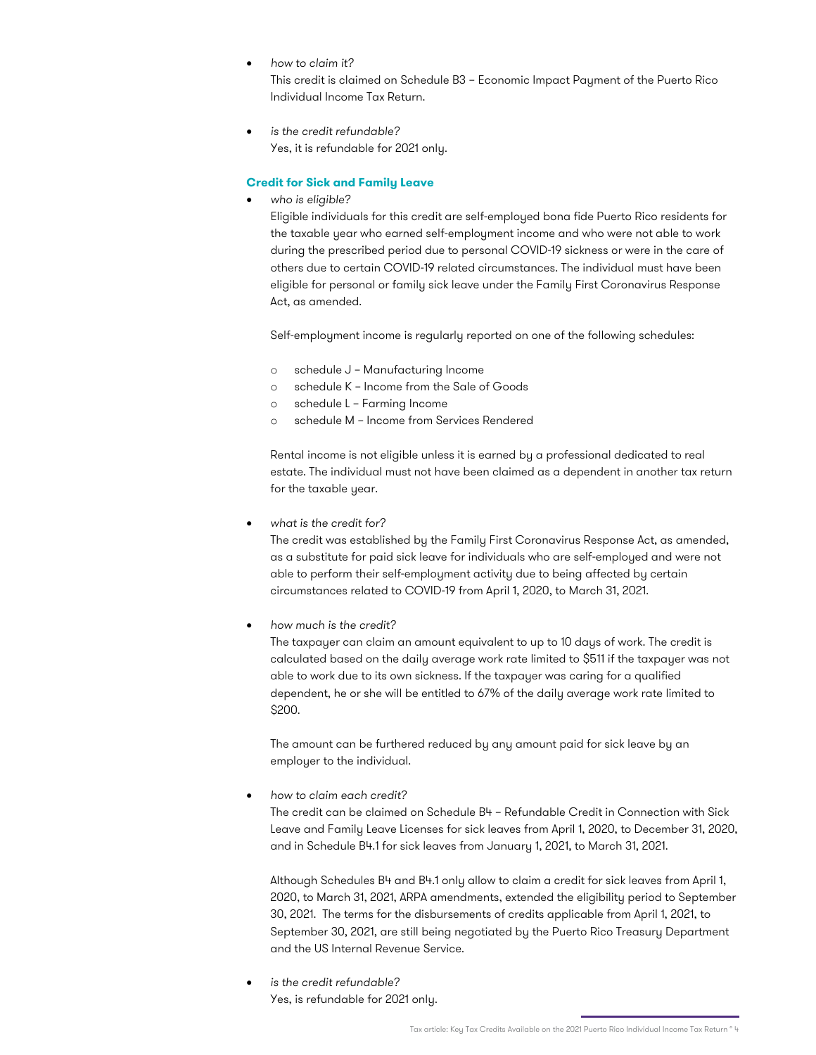- *how to claim it?*
  This credit is claimed on Schedule B3 – Economic Impact Payment of the Puerto Rico Individual Income Tax Return.

- *is the credit refundable?*
  Yes, it is refundable for 2021 only.

### Credit for Sick and Family Leave

- *who is eligible?*
  Eligible individuals for this credit are self-employed bona fide Puerto Rico residents for the taxable year who earned self-employment income and who were not able to work during the prescribed period due to personal COVID-19 sickness or were in the care of others due to certain COVID-19 related circumstances. The individual must have been eligible for personal or family sick leave under the Family First Coronavirus Response Act, as amended.

  Self-employment income is regularly reported on one of the following schedules:

  - schedule J – Manufacturing Income
  - schedule K – Income from the Sale of Goods
  - schedule L – Farming Income
  - schedule M – Income from Services Rendered

  Rental income is not eligible unless it is earned by a professional dedicated to real estate. The individual must not have been claimed as a dependent in another tax return for the taxable year.

- *what is the credit for?*
  The credit was established by the Family First Coronavirus Response Act, as amended, as a substitute for paid sick leave for individuals who are self-employed and were not able to perform their self-employment activity due to being affected by certain circumstances related to COVID-19 from April 1, 2020, to March 31, 2021.

- *how much is the credit?*
  The taxpayer can claim an amount equivalent to up to 10 days of work. The credit is calculated based on the daily average work rate limited to $511 if the taxpayer was not able to work due to its own sickness. If the taxpayer was caring for a qualified dependent, he or she will be entitled to 67% of the daily average work rate limited to $200.

  The amount can be furthered reduced by any amount paid for sick leave by an employer to the individual.

- *how to claim each credit?*
  The credit can be claimed on Schedule B4 – Refundable Credit in Connection with Sick Leave and Family Leave Licenses for sick leaves from April 1, 2020, to December 31, 2020, and in Schedule B4.1 for sick leaves from January 1, 2021, to March 31, 2021.

  Although Schedules B4 and B4.1 only allow to claim a credit for sick leaves from April 1, 2020, to March 31, 2021, ARPA amendments, extended the eligibility period to September 30, 2021. The terms for the disbursements of credits applicable from April 1, 2021, to September 30, 2021, are still being negotiated by the Puerto Rico Treasury Department and the US Internal Revenue Service.

- *is the credit refundable?*
  Yes, is refundable for 2021 only.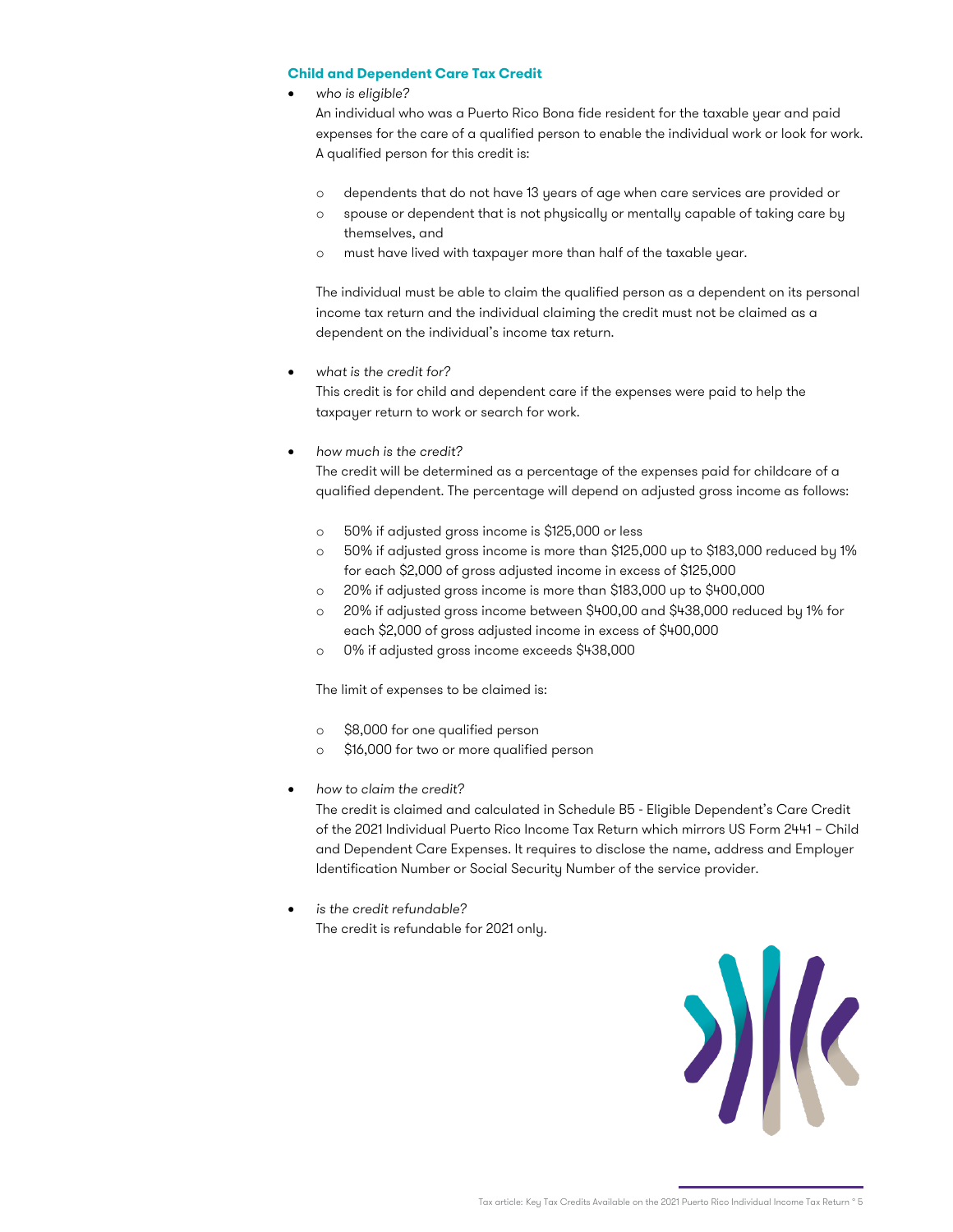### Child and Dependent Care Tax Credit

- *who is eligible?*

  An individual who was a Puerto Rico Bona fide resident for the taxable year and paid expenses for the care of a qualified person to enable the individual work or look for work. A qualified person for this credit is:

  - dependents that do not have 13 years of age when care services are provided or
  - spouse or dependent that is not physically or mentally capable of taking care by themselves, and
  - must have lived with taxpayer more than half of the taxable year.

  The individual must be able to claim the qualified person as a dependent on its personal income tax return and the individual claiming the credit must not be claimed as a dependent on the individual's income tax return.

- *what is the credit for?*

  This credit is for child and dependent care if the expenses were paid to help the taxpayer return to work or search for work.

- *how much is the credit?*

  The credit will be determined as a percentage of the expenses paid for childcare of a qualified dependent. The percentage will depend on adjusted gross income as follows:

  - 50% if adjusted gross income is $125,000 or less
  - 50% if adjusted gross income is more than $125,000 up to $183,000 reduced by 1% for each $2,000 of gross adjusted income in excess of $125,000
  - 20% if adjusted gross income is more than $183,000 up to $400,000
  - 20% if adjusted gross income between $400,00 and $438,000 reduced by 1% for each $2,000 of gross adjusted income in excess of $400,000
  - 0% if adjusted gross income exceeds $438,000

  The limit of expenses to be claimed is:

  - $8,000 for one qualified person
  - $16,000 for two or more qualified person

- *how to claim the credit?*

  The credit is claimed and calculated in Schedule B5 - Eligible Dependent's Care Credit of the 2021 Individual Puerto Rico Income Tax Return which mirrors US Form 2441 – Child and Dependent Care Expenses. It requires to disclose the name, address and Employer Identification Number or Social Security Number of the service provider.

- *is the credit refundable?*

  The credit is refundable for 2021 only.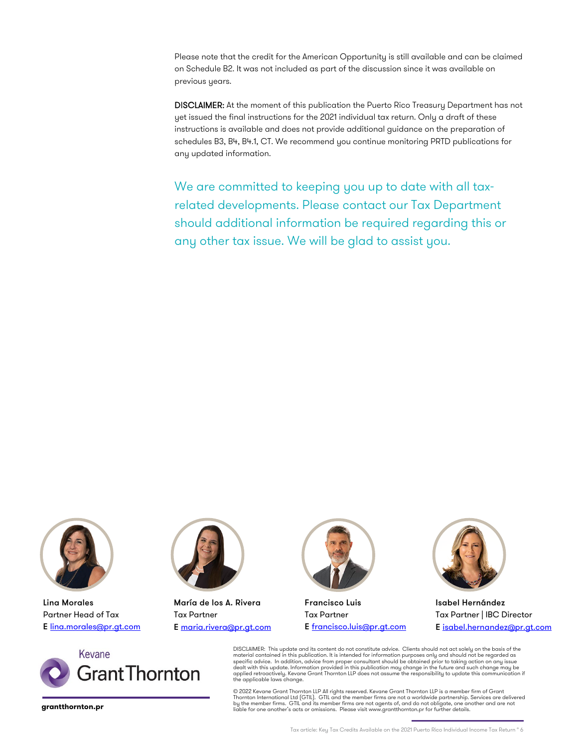Please note that the credit for the American Opportunity is still available and can be claimed on Schedule B2. It was not included as part of the discussion since it was available on previous years.

**DISCLAIMER:** At the moment of this publication the Puerto Rico Treasury Department has not yet issued the final instructions for the 2021 individual tax return. Only a draft of these instructions is available and does not provide additional guidance on the preparation of schedules B3, B4, B4.1, CT. We recommend you continue monitoring PRTD publications for any updated information.

We are committed to keeping you up to date with all tax-related developments. Please contact our Tax Department should additional information be required regarding this or any other tax issue. We will be glad to assist you.

**Lina Morales**
Partner Head of Tax
**E** lina.morales@pr.gt.com

**María de los A. Rivera**
Tax Partner
**E** maria.rivera@pr.gt.com

**Francisco Luis**
Tax Partner
**E** francisco.luis@pr.gt.com

**Isabel Hernández**
Tax Partner | IBC Director
**E** isabel.hernandez@pr.gt.com

Kevane Grant Thornton

**grantthornton.pr**

DISCLAIMER: This update and its content do not constitute advice. Clients should not act solely on the basis of the material contained in this publication. It is intended for information purposes only and should not be regarded as specific advice. In addition, advice from proper consultant should be obtained prior to taking action on any issue dealt with this update. Information provided in this publication may change in the future and such change may be applied retroactively. Kevane Grant Thornton LLP does not assume the responsibility to update this communication if the applicable laws change.

© 2022 Kevane Grant Thornton LLP All rights reserved. Kevane Grant Thornton LLP is a member firm of Grant Thornton International Ltd (GTIL). GTIL and the member firms are not a worldwide partnership. Services are delivered by the member firms. GTIL and its member firms are not agents of, and do not obligate, one another and are not liable for one another's acts or omissions. Please visit www.grantthornton.pr for further details.